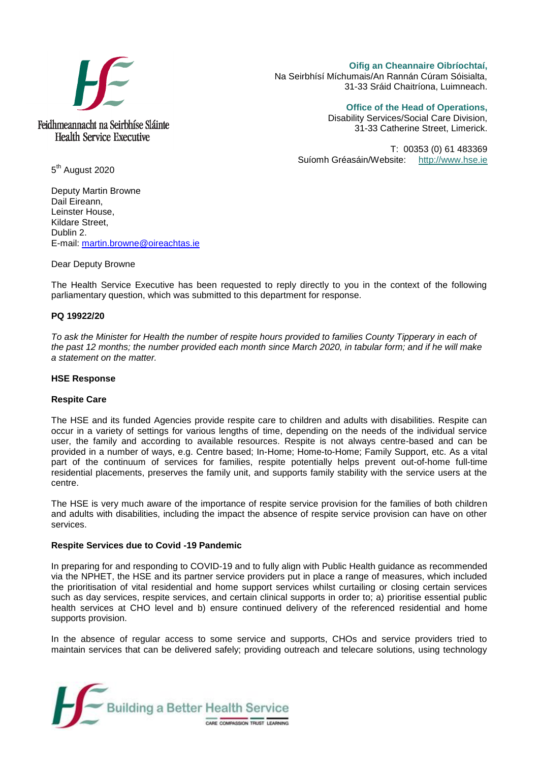Feidhmeannacht na Seirbhíse Sláinte
Health Service Executive

**Oifig an Cheannaire Oibríochtaí,**
Na Seirbhísí Míchumais/An Rannán Cúram Sóisialta,
31-33 Sráid Chaitríona, Luimneach.

**Office of the Head of Operations,**
Disability Services/Social Care Division,
31-33 Catherine Street, Limerick.

T: 00353 (0) 61 483369
Suíomh Gréasáin/Website: http://www.hse.ie

5th August 2020

Deputy Martin Browne
Dail Eireann,
Leinster House,
Kildare Street,
Dublin 2.
E-mail: martin.browne@oireachtas.ie

Dear Deputy Browne

The Health Service Executive has been requested to reply directly to you in the context of the following parliamentary question, which was submitted to this department for response.

**PQ 19922/20**

*To ask the Minister for Health the number of respite hours provided to families County Tipperary in each of the past 12 months; the number provided each month since March 2020, in tabular form; and if he will make a statement on the matter.*

**HSE Response**

**Respite Care**

The HSE and its funded Agencies provide respite care to children and adults with disabilities. Respite can occur in a variety of settings for various lengths of time, depending on the needs of the individual service user, the family and according to available resources. Respite is not always centre-based and can be provided in a number of ways, e.g. Centre based; In-Home; Home-to-Home; Family Support, etc. As a vital part of the continuum of services for families, respite potentially helps prevent out-of-home full-time residential placements, preserves the family unit, and supports family stability with the service users at the centre.

The HSE is very much aware of the importance of respite service provision for the families of both children and adults with disabilities, including the impact the absence of respite service provision can have on other services.

**Respite Services due to Covid -19 Pandemic**

In preparing for and responding to COVID-19 and to fully align with Public Health guidance as recommended via the NPHET, the HSE and its partner service providers put in place a range of measures, which included the prioritisation of vital residential and home support services whilst curtailing or closing certain services such as day services, respite services, and certain clinical supports in order to; a) prioritise essential public health services at CHO level and b) ensure continued delivery of the referenced residential and home supports provision.

In the absence of regular access to some service and supports, CHOs and service providers tried to maintain services that can be delivered safely; providing outreach and telecare solutions, using technology

Building a Better Health Service
CARE COMPASSION TRUST LEARNING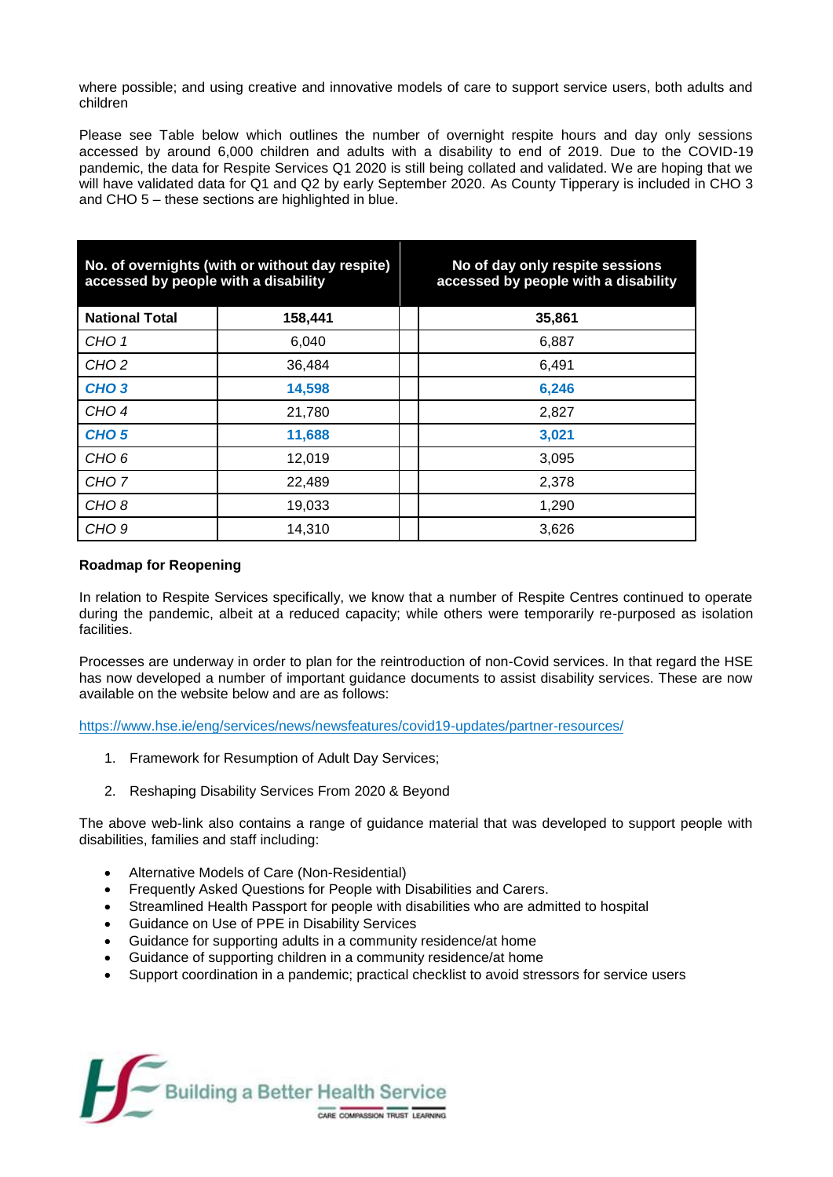where possible; and using creative and innovative models of care to support service users, both adults and children

Please see Table below which outlines the number of overnight respite hours and day only sessions accessed by around 6,000 children and adults with a disability to end of 2019. Due to the COVID-19 pandemic, the data for Respite Services Q1 2020 is still being collated and validated. We are hoping that we will have validated data for Q1 and Q2 by early September 2020. As County Tipperary is included in CHO 3 and CHO 5 – these sections are highlighted in blue.

| No. of overnights (with or without day respite) accessed by people with a disability | | No of day only respite sessions accessed by people with a disability |
|---|---|---|
| **National Total** | **158,441** | **35,861** |
| *CHO 1* | 6,040 | 6,887 |
| *CHO 2* | 36,484 | 6,491 |
| ***CHO 3*** | **14,598** | **6,246** |
| *CHO 4* | 21,780 | 2,827 |
| ***CHO 5*** | **11,688** | **3,021** |
| *CHO 6* | 12,019 | 3,095 |
| *CHO 7* | 22,489 | 2,378 |
| *CHO 8* | 19,033 | 1,290 |
| *CHO 9* | 14,310 | 3,626 |

**Roadmap for Reopening**

In relation to Respite Services specifically, we know that a number of Respite Centres continued to operate during the pandemic, albeit at a reduced capacity; while others were temporarily re-purposed as isolation facilities.

Processes are underway in order to plan for the reintroduction of non-Covid services. In that regard the HSE has now developed a number of important guidance documents to assist disability services. These are now available on the website below and are as follows:

https://www.hse.ie/eng/services/news/newsfeatures/covid19-updates/partner-resources/

1. Framework for Resumption of Adult Day Services;

2. Reshaping Disability Services From 2020 & Beyond

The above web-link also contains a range of guidance material that was developed to support people with disabilities, families and staff including:

- Alternative Models of Care (Non-Residential)
- Frequently Asked Questions for People with Disabilities and Carers.
- Streamlined Health Passport for people with disabilities who are admitted to hospital
- Guidance on Use of PPE in Disability Services
- Guidance for supporting adults in a community residence/at home
- Guidance of supporting children in a community residence/at home
- Support coordination in a pandemic; practical checklist to avoid stressors for service users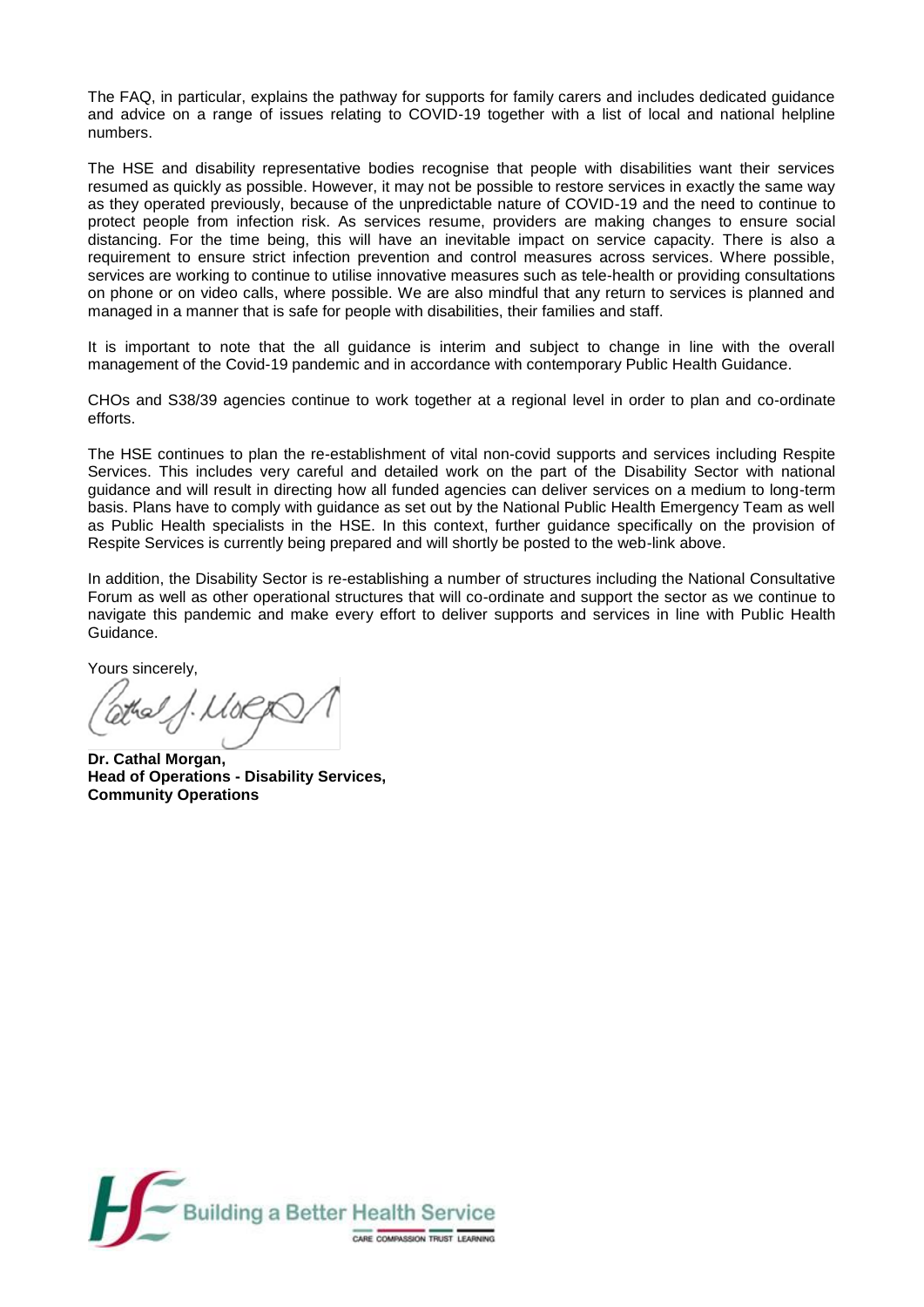The FAQ, in particular, explains the pathway for supports for family carers and includes dedicated guidance and advice on a range of issues relating to COVID-19 together with a list of local and national helpline numbers.

The HSE and disability representative bodies recognise that people with disabilities want their services resumed as quickly as possible. However, it may not be possible to restore services in exactly the same way as they operated previously, because of the unpredictable nature of COVID-19 and the need to continue to protect people from infection risk. As services resume, providers are making changes to ensure social distancing. For the time being, this will have an inevitable impact on service capacity. There is also a requirement to ensure strict infection prevention and control measures across services. Where possible, services are working to continue to utilise innovative measures such as tele-health or providing consultations on phone or on video calls, where possible. We are also mindful that any return to services is planned and managed in a manner that is safe for people with disabilities, their families and staff.

It is important to note that the all guidance is interim and subject to change in line with the overall management of the Covid-19 pandemic and in accordance with contemporary Public Health Guidance.

CHOs and S38/39 agencies continue to work together at a regional level in order to plan and co-ordinate efforts.

The HSE continues to plan the re-establishment of vital non-covid supports and services including Respite Services. This includes very careful and detailed work on the part of the Disability Sector with national guidance and will result in directing how all funded agencies can deliver services on a medium to long-term basis. Plans have to comply with guidance as set out by the National Public Health Emergency Team as well as Public Health specialists in the HSE. In this context, further guidance specifically on the provision of Respite Services is currently being prepared and will shortly be posted to the web-link above.

In addition, the Disability Sector is re-establishing a number of structures including the National Consultative Forum as well as other operational structures that will co-ordinate and support the sector as we continue to navigate this pandemic and make every effort to deliver supports and services in line with Public Health Guidance.

Yours sincerely,

**Dr. Cathal Morgan,**
**Head of Operations - Disability Services,**
**Community Operations**

Building a Better Health Service

CARE COMPASSION TRUST LEARNING